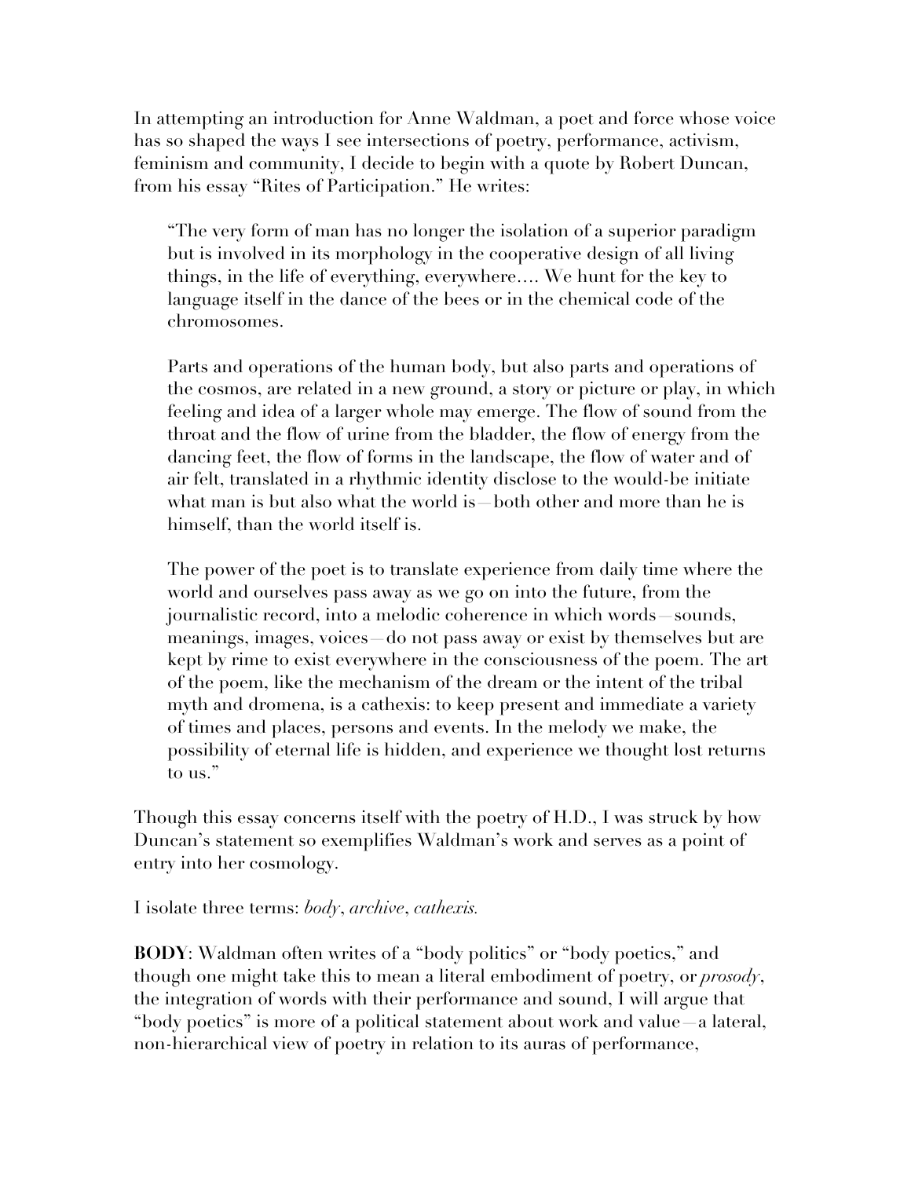In attempting an introduction for Anne Waldman, a poet and force whose voice has so shaped the ways I see intersections of poetry, performance, activism, feminism and community, I decide to begin with a quote by Robert Duncan, from his essay "Rites of Participation." He writes:

> "The very form of man has no longer the isolation of a superior paradigm but is involved in its morphology in the cooperative design of all living things, in the life of everything, everywhere.... We hunt for the key to language itself in the dance of the bees or in the chemical code of the chromosomes.
>
> Parts and operations of the human body, but also parts and operations of the cosmos, are related in a new ground, a story or picture or play, in which feeling and idea of a larger whole may emerge. The flow of sound from the throat and the flow of urine from the bladder, the flow of energy from the dancing feet, the flow of forms in the landscape, the flow of water and of air felt, translated in a rhythmic identity disclose to the would-be initiate what man is but also what the world is—both other and more than he is himself, than the world itself is.
>
> The power of the poet is to translate experience from daily time where the world and ourselves pass away as we go on into the future, from the journalistic record, into a melodic coherence in which words—sounds, meanings, images, voices—do not pass away or exist by themselves but are kept by rime to exist everywhere in the consciousness of the poem. The art of the poem, like the mechanism of the dream or the intent of the tribal myth and dromena, is a cathexis: to keep present and immediate a variety of times and places, persons and events. In the melody we make, the possibility of eternal life is hidden, and experience we thought lost returns to us."

Though this essay concerns itself with the poetry of H.D., I was struck by how Duncan's statement so exemplifies Waldman's work and serves as a point of entry into her cosmology.

I isolate three terms: *body*, *archive*, *cathexis.*

**BODY**: Waldman often writes of a "body politics" or "body poetics," and though one might take this to mean a literal embodiment of poetry, or *prosody*, the integration of words with their performance and sound, I will argue that "body poetics" is more of a political statement about work and value—a lateral, non-hierarchical view of poetry in relation to its auras of performance,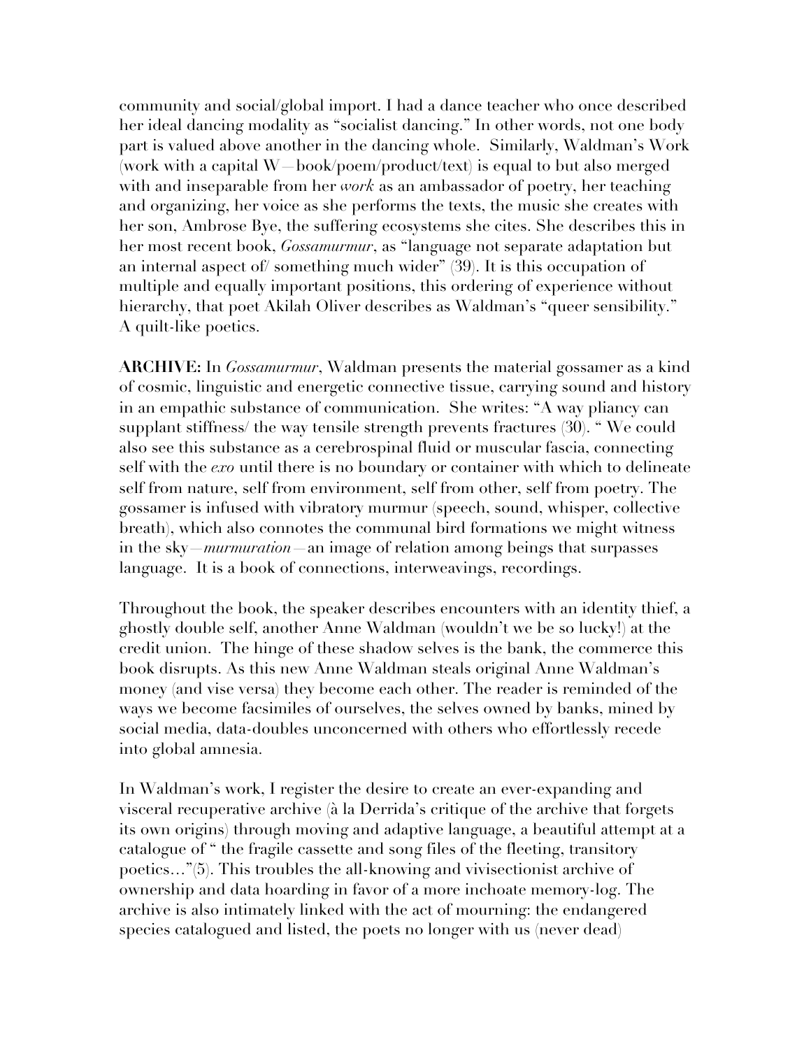community and social/global import. I had a dance teacher who once described her ideal dancing modality as "socialist dancing." In other words, not one body part is valued above another in the dancing whole. Similarly, Waldman's Work (work with a capital W—book/poem/product/text) is equal to but also merged with and inseparable from her *work* as an ambassador of poetry, her teaching and organizing, her voice as she performs the texts, the music she creates with her son, Ambrose Bye, the suffering ecosystems she cites. She describes this in her most recent book, *Gossamurmur*, as "language not separate adaptation but an internal aspect of/ something much wider" (39). It is this occupation of multiple and equally important positions, this ordering of experience without hierarchy, that poet Akilah Oliver describes as Waldman's "queer sensibility." A quilt-like poetics.

**ARCHIVE:** In *Gossamurmur*, Waldman presents the material gossamer as a kind of cosmic, linguistic and energetic connective tissue, carrying sound and history in an empathic substance of communication. She writes: "A way pliancy can supplant stiffness/ the way tensile strength prevents fractures (30). " We could also see this substance as a cerebrospinal fluid or muscular fascia, connecting self with the *exo* until there is no boundary or container with which to delineate self from nature, self from environment, self from other, self from poetry. The gossamer is infused with vibratory murmur (speech, sound, whisper, collective breath), which also connotes the communal bird formations we might witness in the sky—*murmuration*—an image of relation among beings that surpasses language. It is a book of connections, interweavings, recordings.

Throughout the book, the speaker describes encounters with an identity thief, a ghostly double self, another Anne Waldman (wouldn't we be so lucky!) at the credit union. The hinge of these shadow selves is the bank, the commerce this book disrupts. As this new Anne Waldman steals original Anne Waldman's money (and vise versa) they become each other. The reader is reminded of the ways we become facsimiles of ourselves, the selves owned by banks, mined by social media, data-doubles unconcerned with others who effortlessly recede into global amnesia.

In Waldman's work, I register the desire to create an ever-expanding and visceral recuperative archive (à la Derrida's critique of the archive that forgets its own origins) through moving and adaptive language, a beautiful attempt at a catalogue of " the fragile cassette and song files of the fleeting, transitory poetics…"(5). This troubles the all-knowing and vivisectionist archive of ownership and data hoarding in favor of a more inchoate memory-log. The archive is also intimately linked with the act of mourning: the endangered species catalogued and listed, the poets no longer with us (never dead)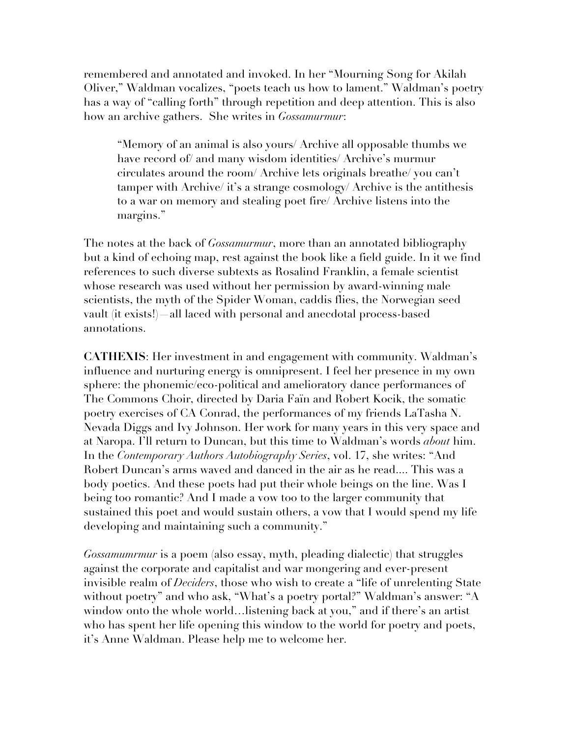remembered and annotated and invoked. In her "Mourning Song for Akilah Oliver," Waldman vocalizes, "poets teach us how to lament." Waldman's poetry has a way of "calling forth" through repetition and deep attention. This is also how an archive gathers. She writes in *Gossamurmur*:

> "Memory of an animal is also yours/ Archive all opposable thumbs we have record of/ and many wisdom identities/ Archive's murmur circulates around the room/ Archive lets originals breathe/ you can't tamper with Archive/ it's a strange cosmology/ Archive is the antithesis to a war on memory and stealing poet fire/ Archive listens into the margins."

The notes at the back of *Gossamurmur*, more than an annotated bibliography but a kind of echoing map, rest against the book like a field guide. In it we find references to such diverse subtexts as Rosalind Franklin, a female scientist whose research was used without her permission by award-winning male scientists, the myth of the Spider Woman, caddis flies, the Norwegian seed vault (it exists!)—all laced with personal and anecdotal process-based annotations.

**CATHEXIS**: Her investment in and engagement with community. Waldman's influence and nurturing energy is omnipresent. I feel her presence in my own sphere: the phonemic/eco-political and amelioratory dance performances of The Commons Choir, directed by Daria Faïn and Robert Kocik, the somatic poetry exercises of CA Conrad, the performances of my friends LaTasha N. Nevada Diggs and Ivy Johnson. Her work for many years in this very space and at Naropa. I'll return to Duncan, but this time to Waldman's words *about* him. In the *Contemporary Authors Autobiography Series*, vol. 17, she writes: "And Robert Duncan's arms waved and danced in the air as he read.... This was a body poetics. And these poets had put their whole beings on the line. Was I being too romantic? And I made a vow too to the larger community that sustained this poet and would sustain others, a vow that I would spend my life developing and maintaining such a community."

*Gossamumrmur* is a poem (also essay, myth, pleading dialectic) that struggles against the corporate and capitalist and war mongering and ever-present invisible realm of *Deciders*, those who wish to create a "life of unrelenting State without poetry" and who ask, "What's a poetry portal?" Waldman's answer: "A window onto the whole world…listening back at you," and if there's an artist who has spent her life opening this window to the world for poetry and poets, it's Anne Waldman. Please help me to welcome her.